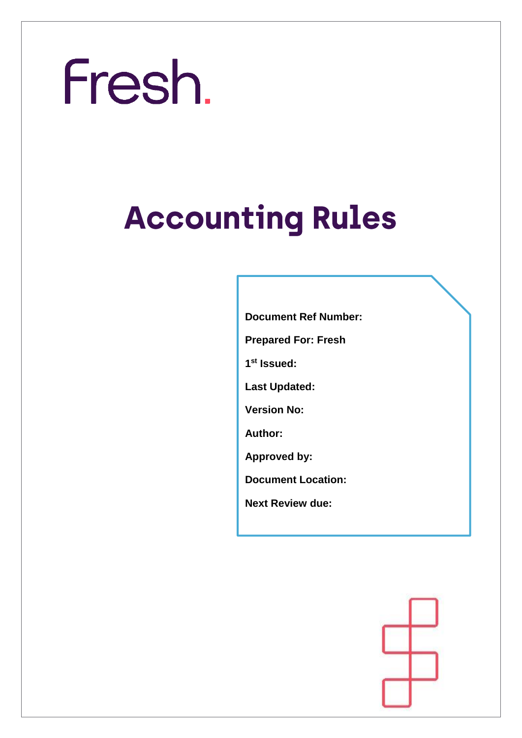Fresh.

# Accounting Rules

**Document Ref Number:**

**Prepared For: Fresh**

**1st Issued:**

**Last Updated:**

**Version No:**

**Author:**

**Approved by:**

**Document Location:**

**Next Review due:**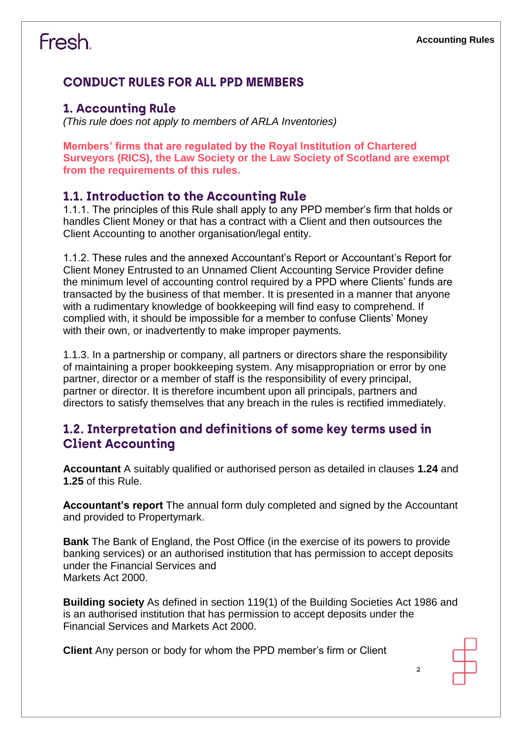## CONDUCT RULES FOR ALL PPD MEMBERS

### 1. Accounting Rule

*(This rule does not apply to members of ARLA Inventories)*

**Members' firms that are regulated by the Royal Institution of Chartered Surveyors (RICS), the Law Society or the Law Society of Scotland are exempt from the requirements of this rules.**

### 1.1. Introduction to the Accounting Rule

1.1.1. The principles of this Rule shall apply to any PPD member's firm that holds or handles Client Money or that has a contract with a Client and then outsources the Client Accounting to another organisation/legal entity.

1.1.2. These rules and the annexed Accountant's Report or Accountant's Report for Client Money Entrusted to an Unnamed Client Accounting Service Provider define the minimum level of accounting control required by a PPD where Clients' funds are transacted by the business of that member. It is presented in a manner that anyone with a rudimentary knowledge of bookkeeping will find easy to comprehend. If complied with, it should be impossible for a member to confuse Clients' Money with their own, or inadvertently to make improper payments.

1.1.3. In a partnership or company, all partners or directors share the responsibility of maintaining a proper bookkeeping system. Any misappropriation or error by one partner, director or a member of staff is the responsibility of every principal, partner or director. It is therefore incumbent upon all principals, partners and directors to satisfy themselves that any breach in the rules is rectified immediately.

### 1.2. Interpretation and definitions of some key terms used in Client Accounting

**Accountant** A suitably qualified or authorised person as detailed in clauses **1.24** and **1.25** of this Rule.

**Accountant's report** The annual form duly completed and signed by the Accountant and provided to Propertymark.

**Bank** The Bank of England, the Post Office (in the exercise of its powers to provide banking services) or an authorised institution that has permission to accept deposits under the Financial Services and Markets Act 2000.

**Building society** As defined in section 119(1) of the Building Societies Act 1986 and is an authorised institution that has permission to accept deposits under the Financial Services and Markets Act 2000.

**Client** Any person or body for whom the PPD member's firm or Client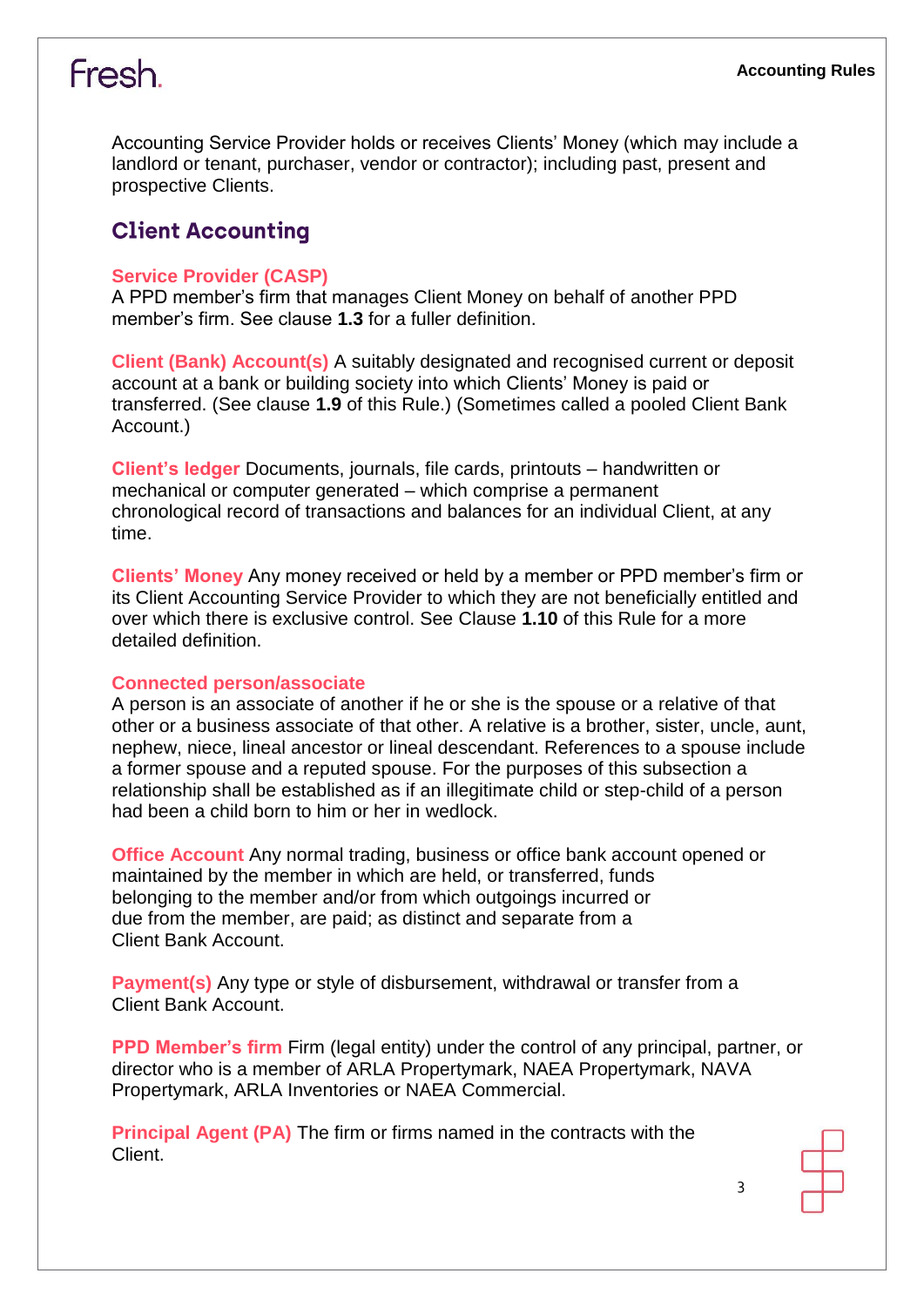Accounting Service Provider holds or receives Clients' Money (which may include a landlord or tenant, purchaser, vendor or contractor); including past, present and prospective Clients.

## Client Accounting

**Service Provider (CASP)**
A PPD member's firm that manages Client Money on behalf of another PPD member's firm. See clause **1.3** for a fuller definition.

**Client (Bank) Account(s)** A suitably designated and recognised current or deposit account at a bank or building society into which Clients' Money is paid or transferred. (See clause **1.9** of this Rule.) (Sometimes called a pooled Client Bank Account.)

**Client's ledger** Documents, journals, file cards, printouts – handwritten or mechanical or computer generated – which comprise a permanent chronological record of transactions and balances for an individual Client, at any time.

**Clients' Money** Any money received or held by a member or PPD member's firm or its Client Accounting Service Provider to which they are not beneficially entitled and over which there is exclusive control. See Clause **1.10** of this Rule for a more detailed definition.

**Connected person/associate**
A person is an associate of another if he or she is the spouse or a relative of that other or a business associate of that other. A relative is a brother, sister, uncle, aunt, nephew, niece, lineal ancestor or lineal descendant. References to a spouse include a former spouse and a reputed spouse. For the purposes of this subsection a relationship shall be established as if an illegitimate child or step-child of a person had been a child born to him or her in wedlock.

**Office Account** Any normal trading, business or office bank account opened or maintained by the member in which are held, or transferred, funds belonging to the member and/or from which outgoings incurred or due from the member, are paid; as distinct and separate from a Client Bank Account.

**Payment(s)** Any type or style of disbursement, withdrawal or transfer from a Client Bank Account.

**PPD Member's firm** Firm (legal entity) under the control of any principal, partner, or director who is a member of ARLA Propertymark, NAEA Propertymark, NAVA Propertymark, ARLA Inventories or NAEA Commercial.

**Principal Agent (PA)** The firm or firms named in the contracts with the Client.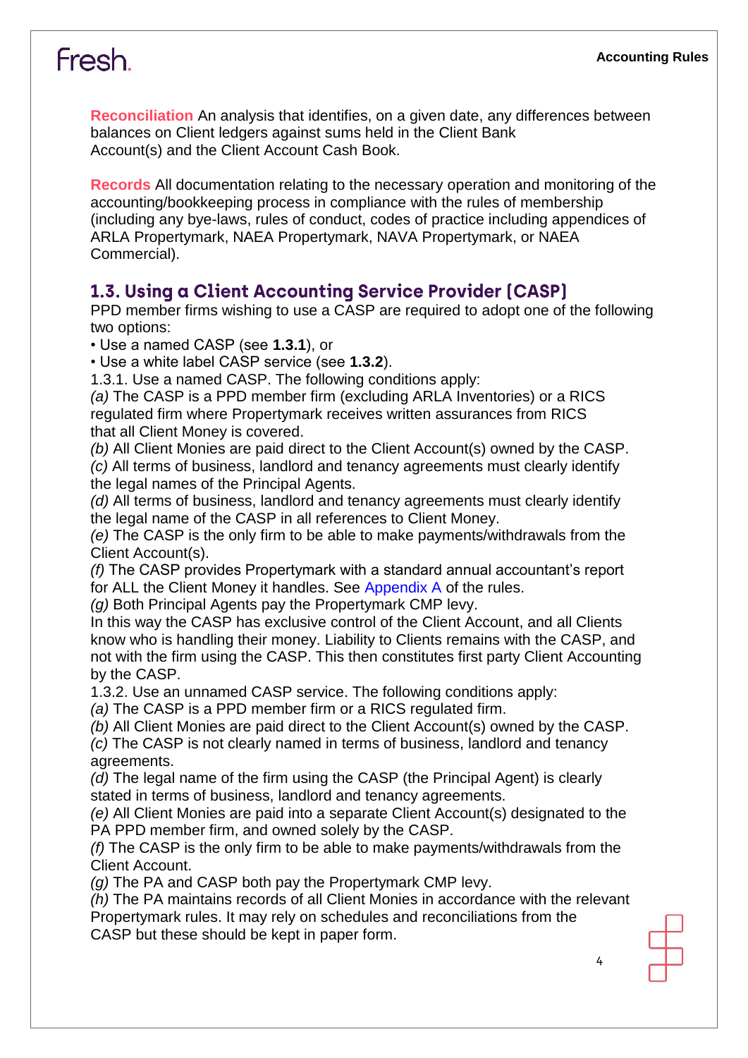**Reconciliation** An analysis that identifies, on a given date, any differences between balances on Client ledgers against sums held in the Client Bank Account(s) and the Client Account Cash Book.

**Records** All documentation relating to the necessary operation and monitoring of the accounting/bookkeeping process in compliance with the rules of membership (including any bye-laws, rules of conduct, codes of practice including appendices of ARLA Propertymark, NAEA Propertymark, NAVA Propertymark, or NAEA Commercial).

## 1.3. Using a Client Accounting Service Provider (CASP)

PPD member firms wishing to use a CASP are required to adopt one of the following two options:

- Use a named CASP (see **1.3.1**), or
- Use a white label CASP service (see **1.3.2**).

1.3.1. Use a named CASP. The following conditions apply:

*(a)* The CASP is a PPD member firm (excluding ARLA Inventories) or a RICS regulated firm where Propertymark receives written assurances from RICS that all Client Money is covered.

*(b)* All Client Monies are paid direct to the Client Account(s) owned by the CASP.

*(c)* All terms of business, landlord and tenancy agreements must clearly identify the legal names of the Principal Agents.

*(d)* All terms of business, landlord and tenancy agreements must clearly identify the legal name of the CASP in all references to Client Money.

*(e)* The CASP is the only firm to be able to make payments/withdrawals from the Client Account(s).

*(f)* The CASP provides Propertymark with a standard annual accountant's report for ALL the Client Money it handles. See Appendix A of the rules.

*(g)* Both Principal Agents pay the Propertymark CMP levy.

In this way the CASP has exclusive control of the Client Account, and all Clients know who is handling their money. Liability to Clients remains with the CASP, and not with the firm using the CASP. This then constitutes first party Client Accounting by the CASP.

1.3.2. Use an unnamed CASP service. The following conditions apply:

*(a)* The CASP is a PPD member firm or a RICS regulated firm.

*(b)* All Client Monies are paid direct to the Client Account(s) owned by the CASP.

*(c)* The CASP is not clearly named in terms of business, landlord and tenancy agreements.

*(d)* The legal name of the firm using the CASP (the Principal Agent) is clearly stated in terms of business, landlord and tenancy agreements.

*(e)* All Client Monies are paid into a separate Client Account(s) designated to the PA PPD member firm, and owned solely by the CASP.

*(f)* The CASP is the only firm to be able to make payments/withdrawals from the Client Account.

*(g)* The PA and CASP both pay the Propertymark CMP levy.

*(h)* The PA maintains records of all Client Monies in accordance with the relevant Propertymark rules. It may rely on schedules and reconciliations from the CASP but these should be kept in paper form.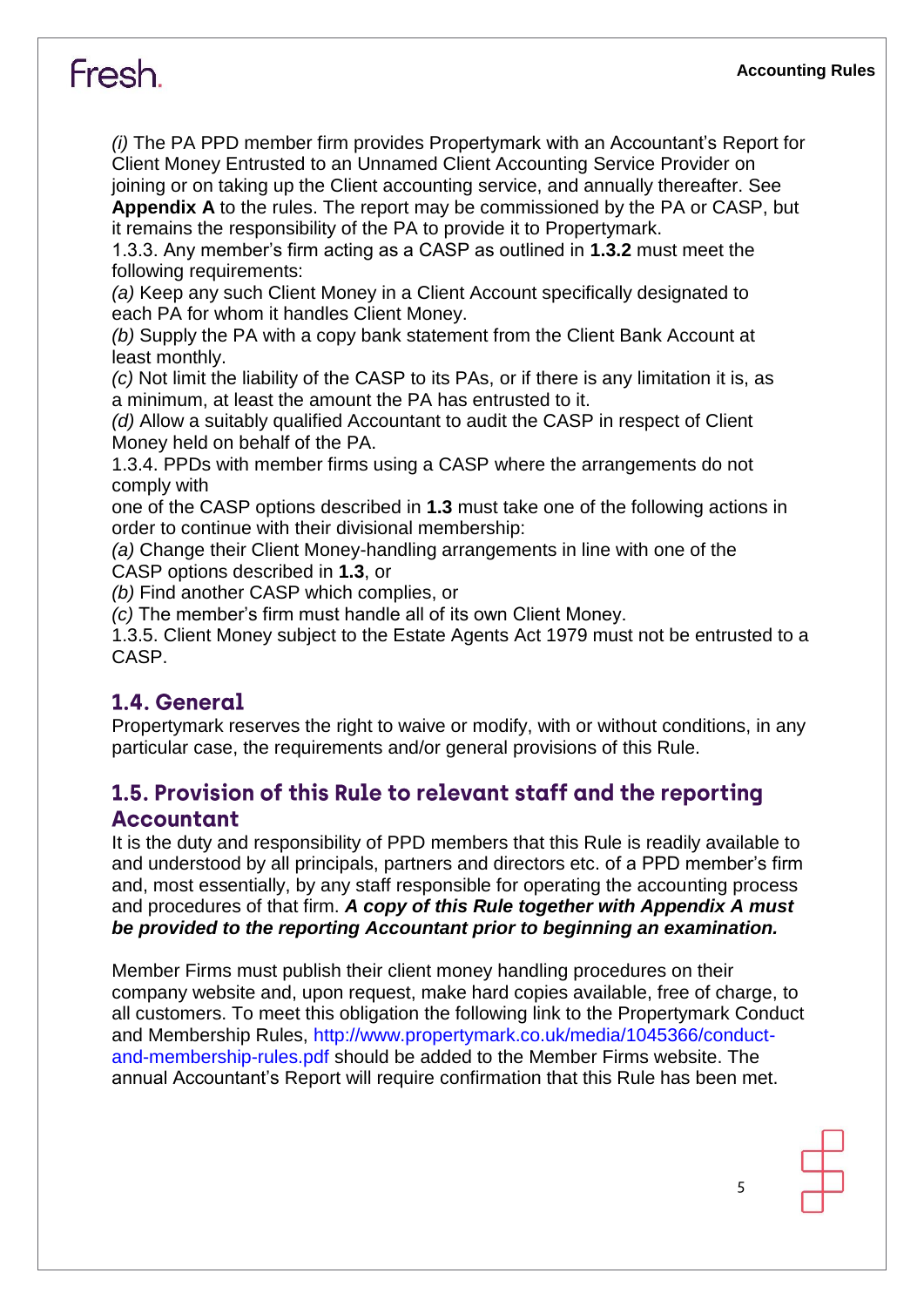*(i)* The PA PPD member firm provides Propertymark with an Accountant's Report for Client Money Entrusted to an Unnamed Client Accounting Service Provider on joining or on taking up the Client accounting service, and annually thereafter. See **Appendix A** to the rules. The report may be commissioned by the PA or CASP, but it remains the responsibility of the PA to provide it to Propertymark.

1.3.3. Any member's firm acting as a CASP as outlined in **1.3.2** must meet the following requirements:

*(a)* Keep any such Client Money in a Client Account specifically designated to each PA for whom it handles Client Money.

*(b)* Supply the PA with a copy bank statement from the Client Bank Account at least monthly.

*(c)* Not limit the liability of the CASP to its PAs, or if there is any limitation it is, as a minimum, at least the amount the PA has entrusted to it.

*(d)* Allow a suitably qualified Accountant to audit the CASP in respect of Client Money held on behalf of the PA.

1.3.4. PPDs with member firms using a CASP where the arrangements do not comply with one of the CASP options described in **1.3** must take one of the following actions in order to continue with their divisional membership:

*(a)* Change their Client Money-handling arrangements in line with one of the CASP options described in **1.3**, or

*(b)* Find another CASP which complies, or

*(c)* The member's firm must handle all of its own Client Money.

1.3.5. Client Money subject to the Estate Agents Act 1979 must not be entrusted to a CASP.

## 1.4. General

Propertymark reserves the right to waive or modify, with or without conditions, in any particular case, the requirements and/or general provisions of this Rule.

## 1.5. Provision of this Rule to relevant staff and the reporting Accountant

It is the duty and responsibility of PPD members that this Rule is readily available to and understood by all principals, partners and directors etc. of a PPD member's firm and, most essentially, by any staff responsible for operating the accounting process and procedures of that firm. ***A copy of this Rule together with Appendix A must be provided to the reporting Accountant prior to beginning an examination.***

Member Firms must publish their client money handling procedures on their company website and, upon request, make hard copies available, free of charge, to all customers. To meet this obligation the following link to the Propertymark Conduct and Membership Rules, http://www.propertymark.co.uk/media/1045366/conduct-and-membership-rules.pdf should be added to the Member Firms website. The annual Accountant's Report will require confirmation that this Rule has been met.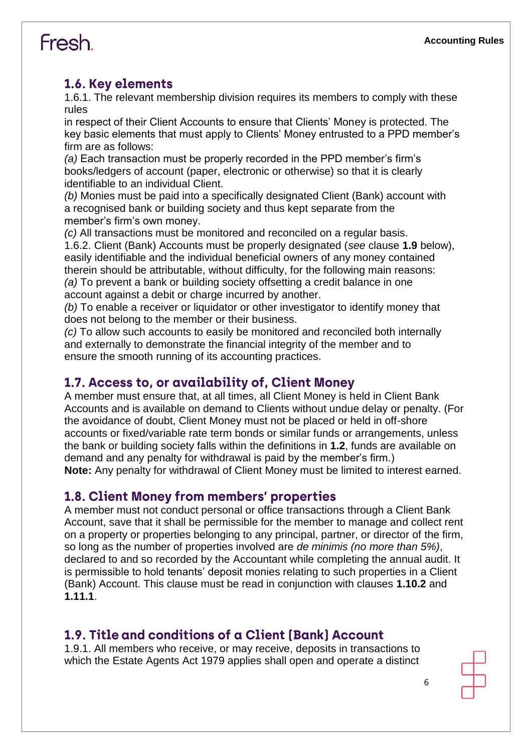## 1.6. Key elements

1.6.1. The relevant membership division requires its members to comply with these rules in respect of their Client Accounts to ensure that Clients' Money is protected. The key basic elements that must apply to Clients' Money entrusted to a PPD member's firm are as follows:

*(a)* Each transaction must be properly recorded in the PPD member's firm's books/ledgers of account (paper, electronic or otherwise) so that it is clearly identifiable to an individual Client.

*(b)* Monies must be paid into a specifically designated Client (Bank) account with a recognised bank or building society and thus kept separate from the member's firm's own money.

*(c)* All transactions must be monitored and reconciled on a regular basis.

1.6.2. Client (Bank) Accounts must be properly designated (*see* clause **1.9** below), easily identifiable and the individual beneficial owners of any money contained therein should be attributable, without difficulty, for the following main reasons:

*(a)* To prevent a bank or building society offsetting a credit balance in one account against a debit or charge incurred by another.

*(b)* To enable a receiver or liquidator or other investigator to identify money that does not belong to the member or their business.

*(c)* To allow such accounts to easily be monitored and reconciled both internally and externally to demonstrate the financial integrity of the member and to ensure the smooth running of its accounting practices.

## 1.7. Access to, or availability of, Client Money

A member must ensure that, at all times, all Client Money is held in Client Bank Accounts and is available on demand to Clients without undue delay or penalty. (For the avoidance of doubt, Client Money must not be placed or held in off-shore accounts or fixed/variable rate term bonds or similar funds or arrangements, unless the bank or building society falls within the definitions in **1.2**, funds are available on demand and any penalty for withdrawal is paid by the member's firm.)

**Note:** Any penalty for withdrawal of Client Money must be limited to interest earned.

## 1.8. Client Money from members' properties

A member must not conduct personal or office transactions through a Client Bank Account, save that it shall be permissible for the member to manage and collect rent on a property or properties belonging to any principal, partner, or director of the firm, so long as the number of properties involved are *de minimis (no more than 5%)*, declared to and so recorded by the Accountant while completing the annual audit. It is permissible to hold tenants' deposit monies relating to such properties in a Client (Bank) Account. This clause must be read in conjunction with clauses **1.10.2** and **1.11.1**.

## 1.9. Title and conditions of a Client [Bank] Account

1.9.1. All members who receive, or may receive, deposits in transactions to which the Estate Agents Act 1979 applies shall open and operate a distinct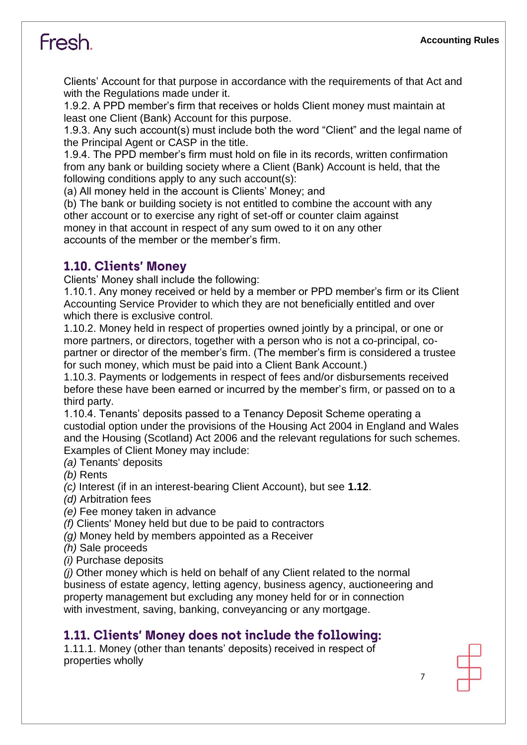Clients' Account for that purpose in accordance with the requirements of that Act and with the Regulations made under it.

1.9.2. A PPD member's firm that receives or holds Client money must maintain at least one Client (Bank) Account for this purpose.

1.9.3. Any such account(s) must include both the word "Client" and the legal name of the Principal Agent or CASP in the title.

1.9.4. The PPD member's firm must hold on file in its records, written confirmation from any bank or building society where a Client (Bank) Account is held, that the following conditions apply to any such account(s):

(a) All money held in the account is Clients' Money; and

(b) The bank or building society is not entitled to combine the account with any other account or to exercise any right of set-off or counter claim against money in that account in respect of any sum owed to it on any other accounts of the member or the member's firm.

## 1.10. Clients' Money

Clients' Money shall include the following:

1.10.1. Any money received or held by a member or PPD member's firm or its Client Accounting Service Provider to which they are not beneficially entitled and over which there is exclusive control.

1.10.2. Money held in respect of properties owned jointly by a principal, or one or more partners, or directors, together with a person who is not a co-principal, co-partner or director of the member's firm. (The member's firm is considered a trustee for such money, which must be paid into a Client Bank Account.)

1.10.3. Payments or lodgements in respect of fees and/or disbursements received before these have been earned or incurred by the member's firm, or passed on to a third party.

1.10.4. Tenants' deposits passed to a Tenancy Deposit Scheme operating a custodial option under the provisions of the Housing Act 2004 in England and Wales and the Housing (Scotland) Act 2006 and the relevant regulations for such schemes.

Examples of Client Money may include:

*(a)* Tenants' deposits

*(b)* Rents

*(c)* Interest (if in an interest-bearing Client Account), but see **1.12**.

*(d)* Arbitration fees

*(e)* Fee money taken in advance

*(f)* Clients' Money held but due to be paid to contractors

*(g)* Money held by members appointed as a Receiver

*(h)* Sale proceeds

*(i)* Purchase deposits

*(j)* Other money which is held on behalf of any Client related to the normal business of estate agency, letting agency, business agency, auctioneering and property management but excluding any money held for or in connection with investment, saving, banking, conveyancing or any mortgage.

## 1.11. Clients' Money does not include the following:

1.11.1. Money (other than tenants' deposits) received in respect of properties wholly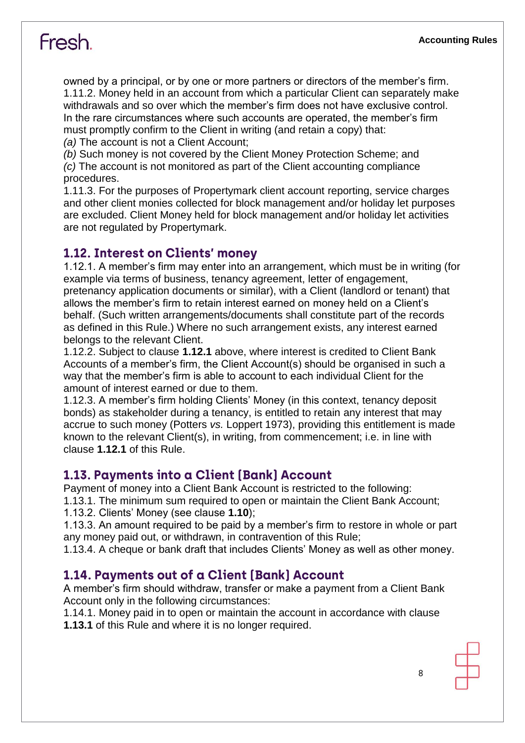owned by a principal, or by one or more partners or directors of the member's firm.
1.11.2. Money held in an account from which a particular Client can separately make withdrawals and so over which the member's firm does not have exclusive control. In the rare circumstances where such accounts are operated, the member's firm must promptly confirm to the Client in writing (and retain a copy) that:
*(a)* The account is not a Client Account;
*(b)* Such money is not covered by the Client Money Protection Scheme; and
*(c)* The account is not monitored as part of the Client accounting compliance procedures.
1.11.3. For the purposes of Propertymark client account reporting, service charges and other client monies collected for block management and/or holiday let purposes are excluded. Client Money held for block management and/or holiday let activities are not regulated by Propertymark.

## 1.12. Interest on Clients' money

1.12.1. A member's firm may enter into an arrangement, which must be in writing (for example via terms of business, tenancy agreement, letter of engagement, pretenancy application documents or similar), with a Client (landlord or tenant) that allows the member's firm to retain interest earned on money held on a Client's behalf. (Such written arrangements/documents shall constitute part of the records as defined in this Rule.) Where no such arrangement exists, any interest earned belongs to the relevant Client.
1.12.2. Subject to clause **1.12.1** above, where interest is credited to Client Bank Accounts of a member's firm, the Client Account(s) should be organised in such a way that the member's firm is able to account to each individual Client for the amount of interest earned or due to them.
1.12.3. A member's firm holding Clients' Money (in this context, tenancy deposit bonds) as stakeholder during a tenancy, is entitled to retain any interest that may accrue to such money (Potters *vs.* Loppert 1973), providing this entitlement is made known to the relevant Client(s), in writing, from commencement; i.e. in line with clause **1.12.1** of this Rule.

## 1.13. Payments into a Client [Bank] Account

Payment of money into a Client Bank Account is restricted to the following:
1.13.1. The minimum sum required to open or maintain the Client Bank Account;
1.13.2. Clients' Money (see clause **1.10**);
1.13.3. An amount required to be paid by a member's firm to restore in whole or part any money paid out, or withdrawn, in contravention of this Rule;
1.13.4. A cheque or bank draft that includes Clients' Money as well as other money.

## 1.14. Payments out of a Client [Bank] Account

A member's firm should withdraw, transfer or make a payment from a Client Bank Account only in the following circumstances:
1.14.1. Money paid in to open or maintain the account in accordance with clause **1.13.1** of this Rule and where it is no longer required.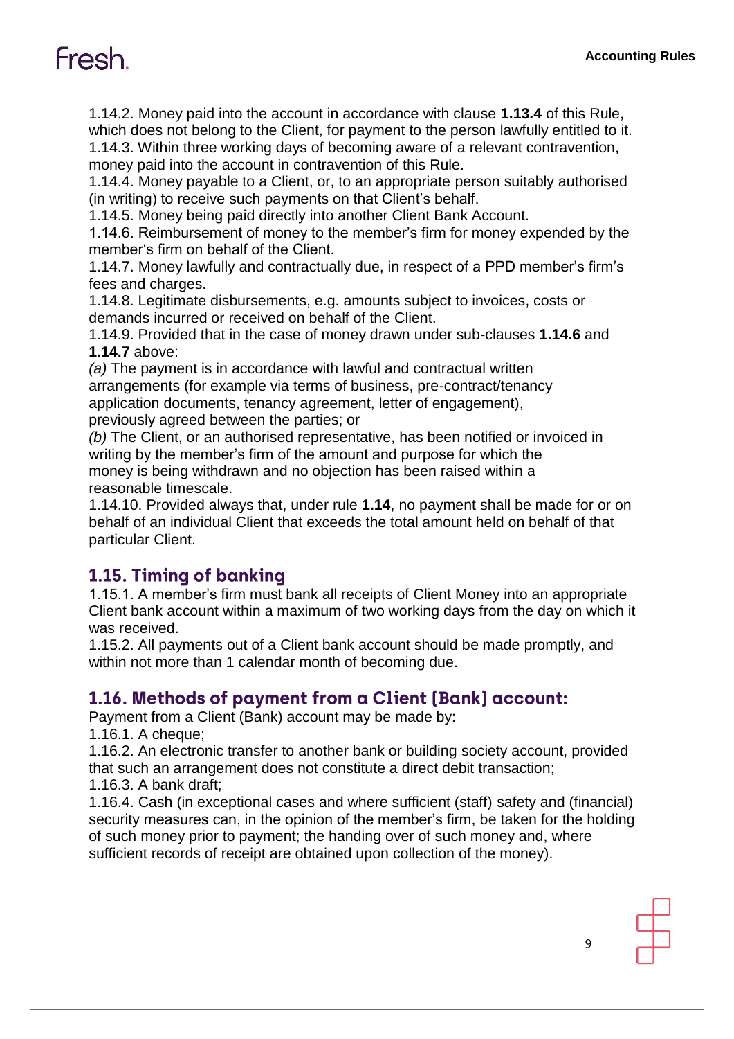1.14.2. Money paid into the account in accordance with clause **1.13.4** of this Rule, which does not belong to the Client, for payment to the person lawfully entitled to it.
1.14.3. Within three working days of becoming aware of a relevant contravention, money paid into the account in contravention of this Rule.
1.14.4. Money payable to a Client, or, to an appropriate person suitably authorised (in writing) to receive such payments on that Client's behalf.
1.14.5. Money being paid directly into another Client Bank Account.
1.14.6. Reimbursement of money to the member's firm for money expended by the member's firm on behalf of the Client.
1.14.7. Money lawfully and contractually due, in respect of a PPD member's firm's fees and charges.
1.14.8. Legitimate disbursements, e.g. amounts subject to invoices, costs or demands incurred or received on behalf of the Client.
1.14.9. Provided that in the case of money drawn under sub-clauses **1.14.6** and **1.14.7** above:
*(a)* The payment is in accordance with lawful and contractual written arrangements (for example via terms of business, pre-contract/tenancy application documents, tenancy agreement, letter of engagement), previously agreed between the parties; or
*(b)* The Client, or an authorised representative, has been notified or invoiced in writing by the member's firm of the amount and purpose for which the money is being withdrawn and no objection has been raised within a reasonable timescale.
1.14.10. Provided always that, under rule **1.14**, no payment shall be made for or on behalf of an individual Client that exceeds the total amount held on behalf of that particular Client.

## 1.15. Timing of banking

1.15.1. A member's firm must bank all receipts of Client Money into an appropriate Client bank account within a maximum of two working days from the day on which it was received.
1.15.2. All payments out of a Client bank account should be made promptly, and within not more than 1 calendar month of becoming due.

## 1.16. Methods of payment from a Client (Bank) account:

Payment from a Client (Bank) account may be made by:
1.16.1. A cheque;
1.16.2. An electronic transfer to another bank or building society account, provided that such an arrangement does not constitute a direct debit transaction;
1.16.3. A bank draft;
1.16.4. Cash (in exceptional cases and where sufficient (staff) safety and (financial) security measures can, in the opinion of the member's firm, be taken for the holding of such money prior to payment; the handing over of such money and, where sufficient records of receipt are obtained upon collection of the money).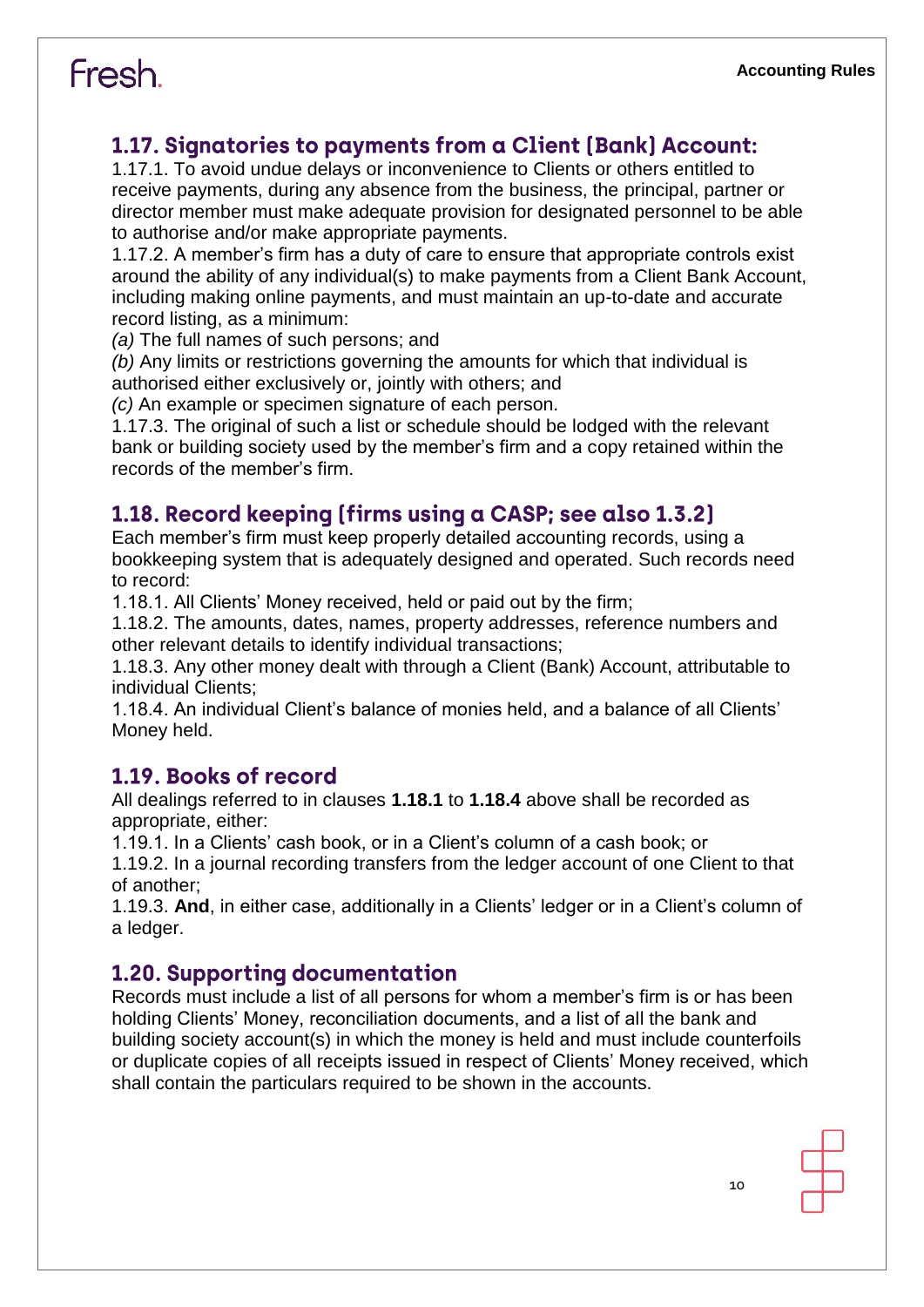## 1.17. Signatories to payments from a Client (Bank) Account:

1.17.1. To avoid undue delays or inconvenience to Clients or others entitled to receive payments, during any absence from the business, the principal, partner or director member must make adequate provision for designated personnel to be able to authorise and/or make appropriate payments.

1.17.2. A member's firm has a duty of care to ensure that appropriate controls exist around the ability of any individual(s) to make payments from a Client Bank Account, including making online payments, and must maintain an up-to-date and accurate record listing, as a minimum:

*(a)* The full names of such persons; and

*(b)* Any limits or restrictions governing the amounts for which that individual is authorised either exclusively or, jointly with others; and

*(c)* An example or specimen signature of each person.

1.17.3. The original of such a list or schedule should be lodged with the relevant bank or building society used by the member's firm and a copy retained within the records of the member's firm.

## 1.18. Record keeping (firms using a CASP; see also 1.3.2)

Each member's firm must keep properly detailed accounting records, using a bookkeeping system that is adequately designed and operated. Such records need to record:

1.18.1. All Clients' Money received, held or paid out by the firm;

1.18.2. The amounts, dates, names, property addresses, reference numbers and other relevant details to identify individual transactions;

1.18.3. Any other money dealt with through a Client (Bank) Account, attributable to individual Clients;

1.18.4. An individual Client's balance of monies held, and a balance of all Clients' Money held.

## 1.19. Books of record

All dealings referred to in clauses **1.18.1** to **1.18.4** above shall be recorded as appropriate, either:

1.19.1. In a Clients' cash book, or in a Client's column of a cash book; or

1.19.2. In a journal recording transfers from the ledger account of one Client to that of another;

1.19.3. **And**, in either case, additionally in a Clients' ledger or in a Client's column of a ledger.

## 1.20. Supporting documentation

Records must include a list of all persons for whom a member's firm is or has been holding Clients' Money, reconciliation documents, and a list of all the bank and building society account(s) in which the money is held and must include counterfoils or duplicate copies of all receipts issued in respect of Clients' Money received, which shall contain the particulars required to be shown in the accounts.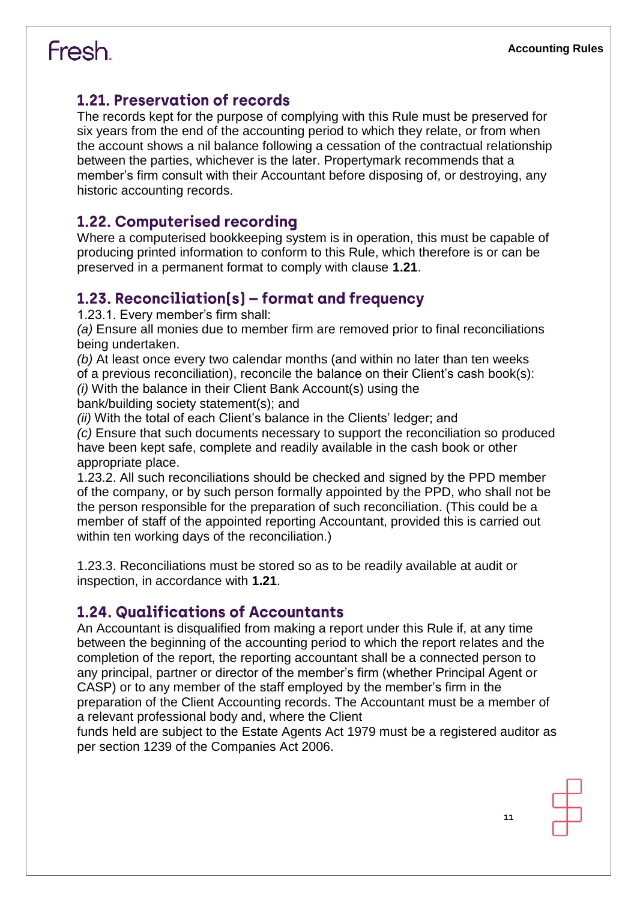## 1.21. Preservation of records

The records kept for the purpose of complying with this Rule must be preserved for six years from the end of the accounting period to which they relate, or from when the account shows a nil balance following a cessation of the contractual relationship between the parties, whichever is the later. Propertymark recommends that a member's firm consult with their Accountant before disposing of, or destroying, any historic accounting records.

## 1.22. Computerised recording

Where a computerised bookkeeping system is in operation, this must be capable of producing printed information to conform to this Rule, which therefore is or can be preserved in a permanent format to comply with clause **1.21**.

## 1.23. Reconciliation(s) – format and frequency

1.23.1. Every member's firm shall:

*(a)* Ensure all monies due to member firm are removed prior to final reconciliations being undertaken.

*(b)* At least once every two calendar months (and within no later than ten weeks of a previous reconciliation), reconcile the balance on their Client's cash book(s):

*(i)* With the balance in their Client Bank Account(s) using the bank/building society statement(s); and

*(ii)* With the total of each Client's balance in the Clients' ledger; and

*(c)* Ensure that such documents necessary to support the reconciliation so produced have been kept safe, complete and readily available in the cash book or other appropriate place.

1.23.2. All such reconciliations should be checked and signed by the PPD member of the company, or by such person formally appointed by the PPD, who shall not be the person responsible for the preparation of such reconciliation. (This could be a member of staff of the appointed reporting Accountant, provided this is carried out within ten working days of the reconciliation.)

1.23.3. Reconciliations must be stored so as to be readily available at audit or inspection, in accordance with **1.21**.

## 1.24. Qualifications of Accountants

An Accountant is disqualified from making a report under this Rule if, at any time between the beginning of the accounting period to which the report relates and the completion of the report, the reporting accountant shall be a connected person to any principal, partner or director of the member's firm (whether Principal Agent or CASP) or to any member of the staff employed by the member's firm in the preparation of the Client Accounting records. The Accountant must be a member of a relevant professional body and, where the Client funds held are subject to the Estate Agents Act 1979 must be a registered auditor as per section 1239 of the Companies Act 2006.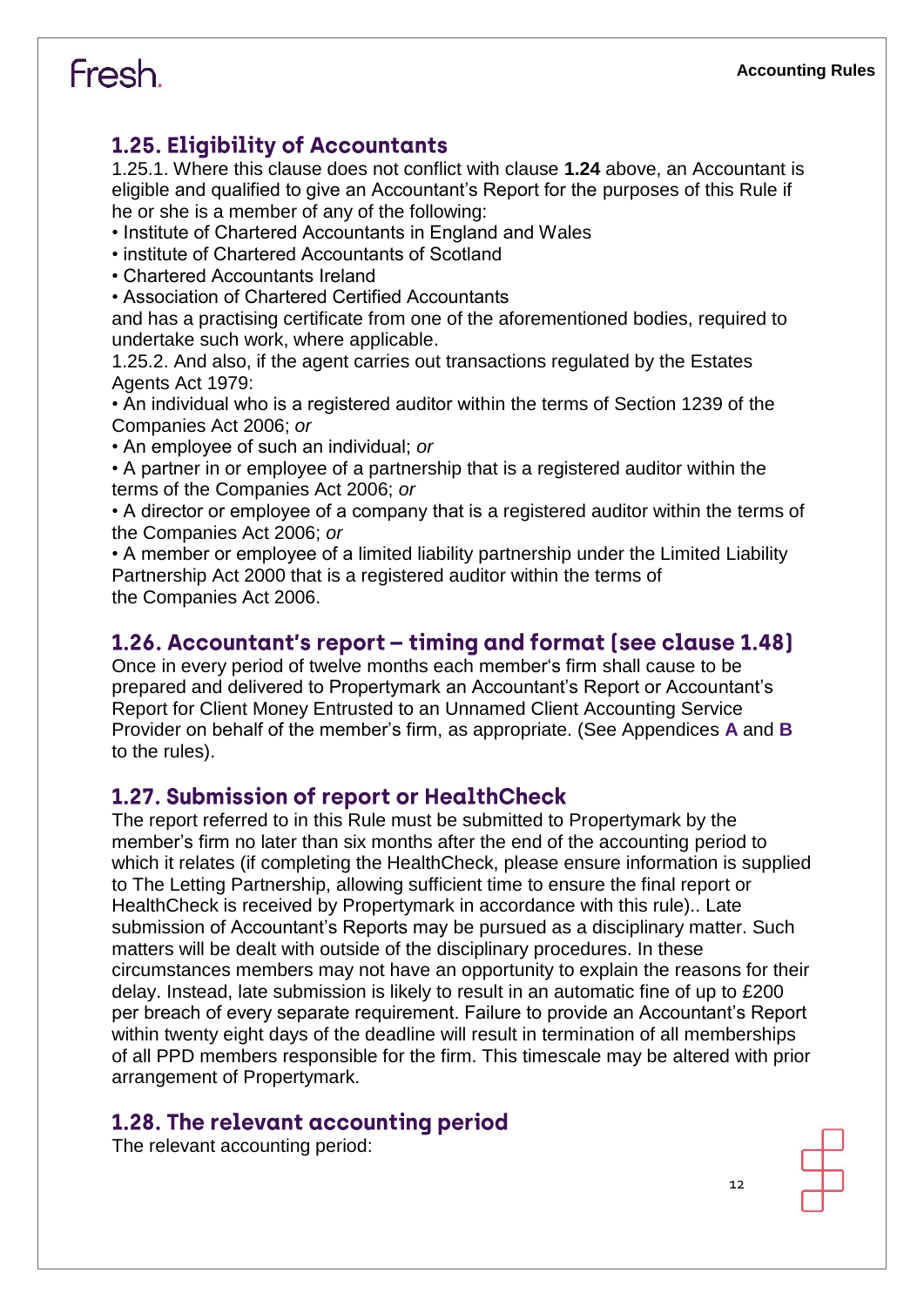## 1.25. Eligibility of Accountants

1.25.1. Where this clause does not conflict with clause **1.24** above, an Accountant is eligible and qualified to give an Accountant's Report for the purposes of this Rule if he or she is a member of any of the following:

- Institute of Chartered Accountants in England and Wales
- institute of Chartered Accountants of Scotland
- Chartered Accountants Ireland
- Association of Chartered Certified Accountants

and has a practising certificate from one of the aforementioned bodies, required to undertake such work, where applicable.

1.25.2. And also, if the agent carries out transactions regulated by the Estates Agents Act 1979:

- An individual who is a registered auditor within the terms of Section 1239 of the Companies Act 2006; *or*
- An employee of such an individual; *or*
- A partner in or employee of a partnership that is a registered auditor within the terms of the Companies Act 2006; *or*
- A director or employee of a company that is a registered auditor within the terms of the Companies Act 2006; *or*
- A member or employee of a limited liability partnership under the Limited Liability Partnership Act 2000 that is a registered auditor within the terms of the Companies Act 2006.

## 1.26. Accountant's report – timing and format (see clause 1.48)

Once in every period of twelve months each member's firm shall cause to be prepared and delivered to Propertymark an Accountant's Report or Accountant's Report for Client Money Entrusted to an Unnamed Client Accounting Service Provider on behalf of the member's firm, as appropriate. (See Appendices **A** and **B** to the rules).

## 1.27. Submission of report or HealthCheck

The report referred to in this Rule must be submitted to Propertymark by the member's firm no later than six months after the end of the accounting period to which it relates (if completing the HealthCheck, please ensure information is supplied to The Letting Partnership, allowing sufficient time to ensure the final report or HealthCheck is received by Propertymark in accordance with this rule).. Late submission of Accountant's Reports may be pursued as a disciplinary matter. Such matters will be dealt with outside of the disciplinary procedures. In these circumstances members may not have an opportunity to explain the reasons for their delay. Instead, late submission is likely to result in an automatic fine of up to £200 per breach of every separate requirement. Failure to provide an Accountant's Report within twenty eight days of the deadline will result in termination of all memberships of all PPD members responsible for the firm. This timescale may be altered with prior arrangement of Propertymark.

## 1.28. The relevant accounting period

The relevant accounting period: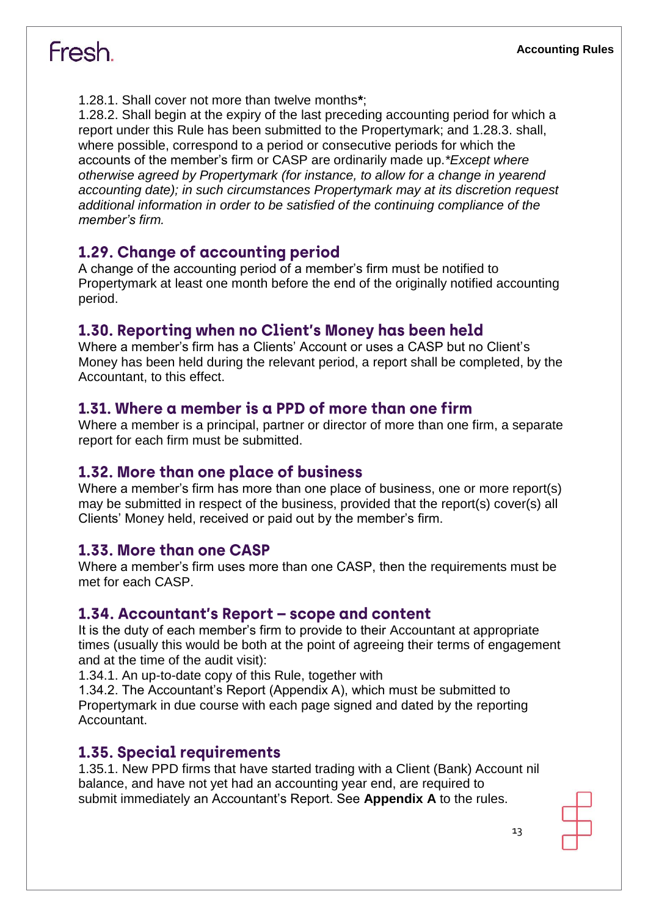1.28.1. Shall cover not more than twelve months**\***;
1.28.2. Shall begin at the expiry of the last preceding accounting period for which a report under this Rule has been submitted to the Propertymark; and 1.28.3. shall, where possible, correspond to a period or consecutive periods for which the accounts of the member's firm or CASP are ordinarily made up.*\*Except where otherwise agreed by Propertymark (for instance, to allow for a change in yearend accounting date); in such circumstances Propertymark may at its discretion request additional information in order to be satisfied of the continuing compliance of the member's firm.*

## 1.29. Change of accounting period

A change of the accounting period of a member's firm must be notified to Propertymark at least one month before the end of the originally notified accounting period.

## 1.30. Reporting when no Client's Money has been held

Where a member's firm has a Clients' Account or uses a CASP but no Client's Money has been held during the relevant period, a report shall be completed, by the Accountant, to this effect.

## 1.31. Where a member is a PPD of more than one firm

Where a member is a principal, partner or director of more than one firm, a separate report for each firm must be submitted.

## 1.32. More than one place of business

Where a member's firm has more than one place of business, one or more report(s) may be submitted in respect of the business, provided that the report(s) cover(s) all Clients' Money held, received or paid out by the member's firm.

## 1.33. More than one CASP

Where a member's firm uses more than one CASP, then the requirements must be met for each CASP.

## 1.34. Accountant's Report – scope and content

It is the duty of each member's firm to provide to their Accountant at appropriate times (usually this would be both at the point of agreeing their terms of engagement and at the time of the audit visit):
1.34.1. An up-to-date copy of this Rule, together with
1.34.2. The Accountant's Report (Appendix A), which must be submitted to Propertymark in due course with each page signed and dated by the reporting Accountant.

## 1.35. Special requirements

1.35.1. New PPD firms that have started trading with a Client (Bank) Account nil balance, and have not yet had an accounting year end, are required to submit immediately an Accountant's Report. See **Appendix A** to the rules.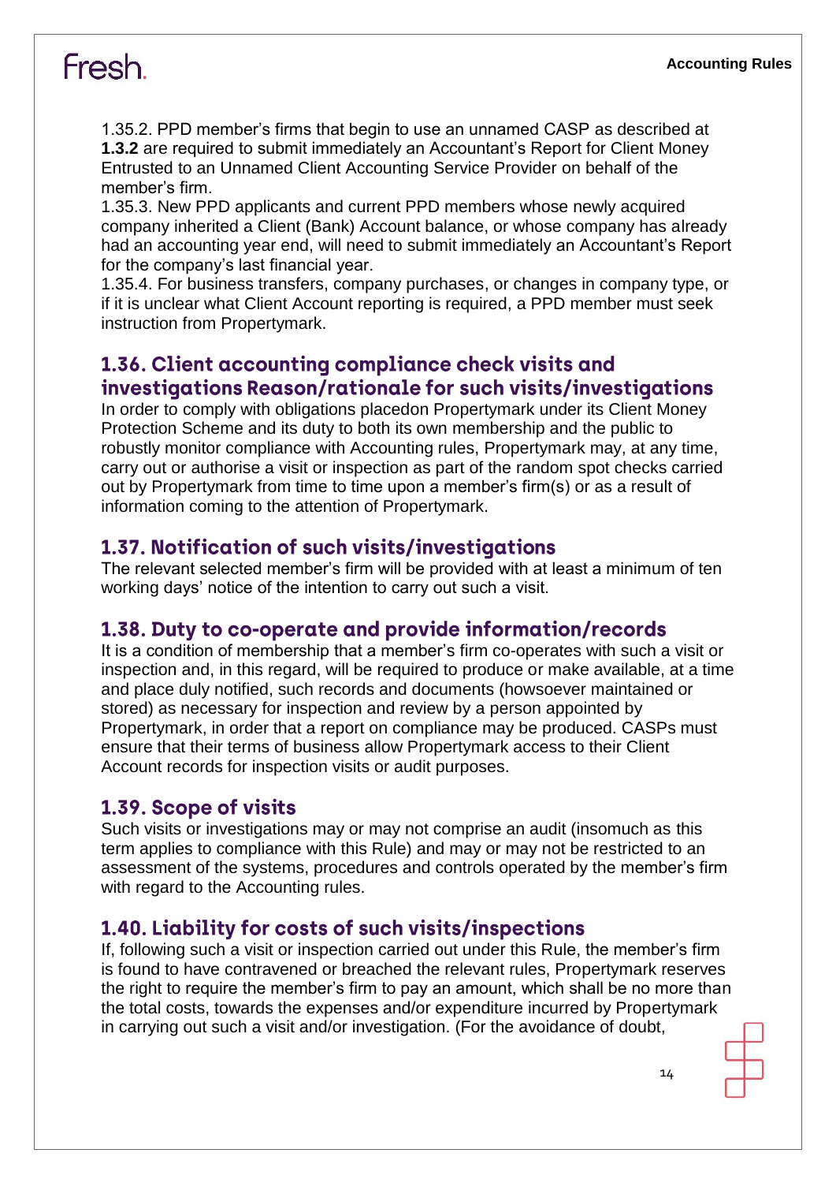1.35.2. PPD member's firms that begin to use an unnamed CASP as described at **1.3.2** are required to submit immediately an Accountant's Report for Client Money Entrusted to an Unnamed Client Accounting Service Provider on behalf of the member's firm.

1.35.3. New PPD applicants and current PPD members whose newly acquired company inherited a Client (Bank) Account balance, or whose company has already had an accounting year end, will need to submit immediately an Accountant's Report for the company's last financial year.

1.35.4. For business transfers, company purchases, or changes in company type, or if it is unclear what Client Account reporting is required, a PPD member must seek instruction from Propertymark.

## 1.36. Client accounting compliance check visits and investigations Reason/rationale for such visits/investigations

In order to comply with obligations placedon Propertymark under its Client Money Protection Scheme and its duty to both its own membership and the public to robustly monitor compliance with Accounting rules, Propertymark may, at any time, carry out or authorise a visit or inspection as part of the random spot checks carried out by Propertymark from time to time upon a member's firm(s) or as a result of information coming to the attention of Propertymark.

## 1.37. Notification of such visits/investigations

The relevant selected member's firm will be provided with at least a minimum of ten working days' notice of the intention to carry out such a visit.

## 1.38. Duty to co-operate and provide information/records

It is a condition of membership that a member's firm co-operates with such a visit or inspection and, in this regard, will be required to produce or make available, at a time and place duly notified, such records and documents (howsoever maintained or stored) as necessary for inspection and review by a person appointed by Propertymark, in order that a report on compliance may be produced. CASPs must ensure that their terms of business allow Propertymark access to their Client Account records for inspection visits or audit purposes.

## 1.39. Scope of visits

Such visits or investigations may or may not comprise an audit (insomuch as this term applies to compliance with this Rule) and may or may not be restricted to an assessment of the systems, procedures and controls operated by the member's firm with regard to the Accounting rules.

## 1.40. Liability for costs of such visits/inspections

If, following such a visit or inspection carried out under this Rule, the member's firm is found to have contravened or breached the relevant rules, Propertymark reserves the right to require the member's firm to pay an amount, which shall be no more than the total costs, towards the expenses and/or expenditure incurred by Propertymark in carrying out such a visit and/or investigation. (For the avoidance of doubt,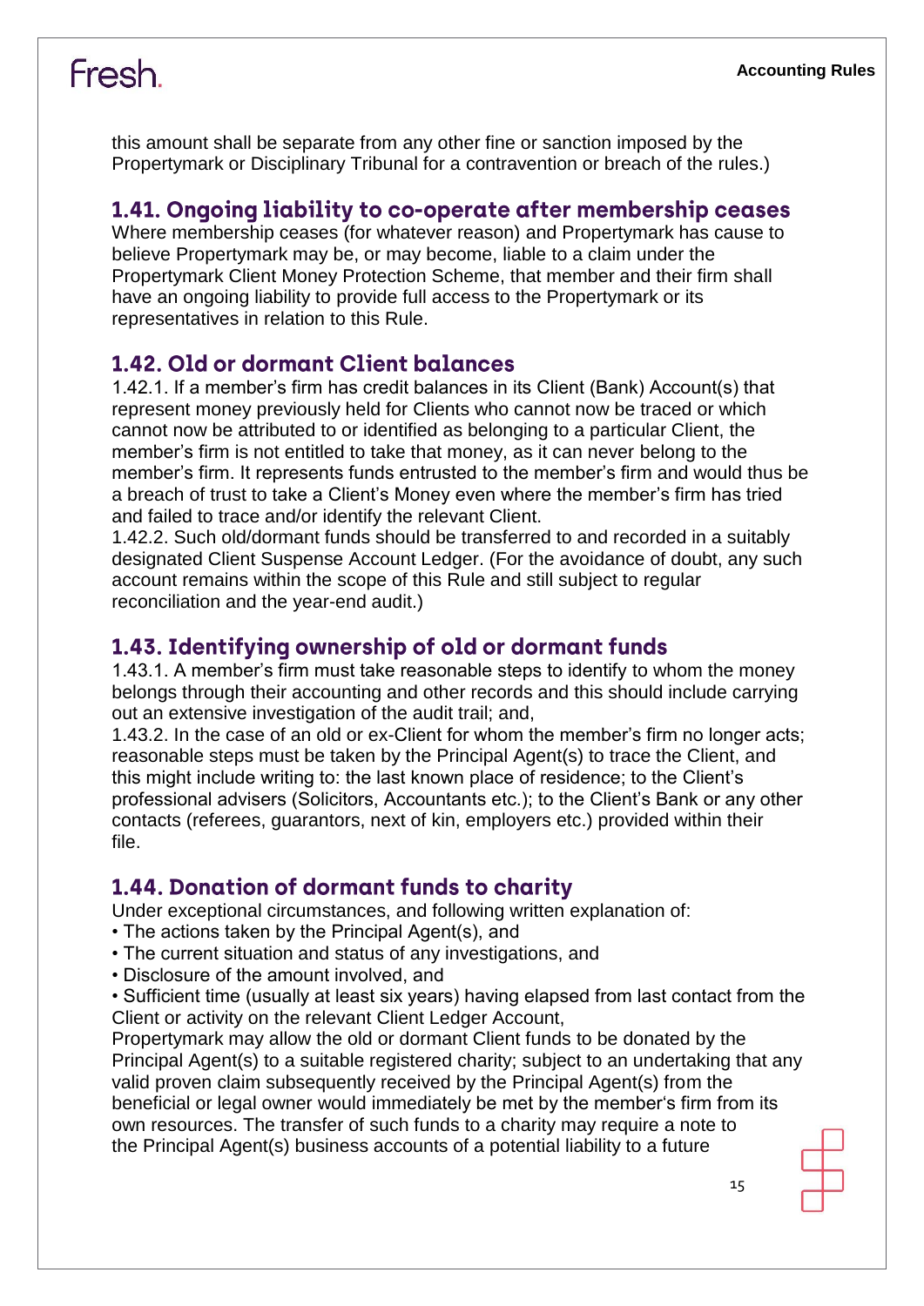this amount shall be separate from any other fine or sanction imposed by the Propertymark or Disciplinary Tribunal for a contravention or breach of the rules.)

## 1.41. Ongoing liability to co-operate after membership ceases

Where membership ceases (for whatever reason) and Propertymark has cause to believe Propertymark may be, or may become, liable to a claim under the Propertymark Client Money Protection Scheme, that member and their firm shall have an ongoing liability to provide full access to the Propertymark or its representatives in relation to this Rule.

## 1.42. Old or dormant Client balances

1.42.1. If a member's firm has credit balances in its Client (Bank) Account(s) that represent money previously held for Clients who cannot now be traced or which cannot now be attributed to or identified as belonging to a particular Client, the member's firm is not entitled to take that money, as it can never belong to the member's firm. It represents funds entrusted to the member's firm and would thus be a breach of trust to take a Client's Money even where the member's firm has tried and failed to trace and/or identify the relevant Client.
1.42.2. Such old/dormant funds should be transferred to and recorded in a suitably designated Client Suspense Account Ledger. (For the avoidance of doubt, any such account remains within the scope of this Rule and still subject to regular reconciliation and the year-end audit.)

## 1.43. Identifying ownership of old or dormant funds

1.43.1. A member's firm must take reasonable steps to identify to whom the money belongs through their accounting and other records and this should include carrying out an extensive investigation of the audit trail; and,
1.43.2. In the case of an old or ex-Client for whom the member's firm no longer acts; reasonable steps must be taken by the Principal Agent(s) to trace the Client, and this might include writing to: the last known place of residence; to the Client's professional advisers (Solicitors, Accountants etc.); to the Client's Bank or any other contacts (referees, guarantors, next of kin, employers etc.) provided within their file.

## 1.44. Donation of dormant funds to charity

Under exceptional circumstances, and following written explanation of:

- The actions taken by the Principal Agent(s), and
- The current situation and status of any investigations, and
- Disclosure of the amount involved, and
- Sufficient time (usually at least six years) having elapsed from last contact from the Client or activity on the relevant Client Ledger Account,

Propertymark may allow the old or dormant Client funds to be donated by the Principal Agent(s) to a suitable registered charity; subject to an undertaking that any valid proven claim subsequently received by the Principal Agent(s) from the beneficial or legal owner would immediately be met by the member's firm from its own resources. The transfer of such funds to a charity may require a note to the Principal Agent(s) business accounts of a potential liability to a future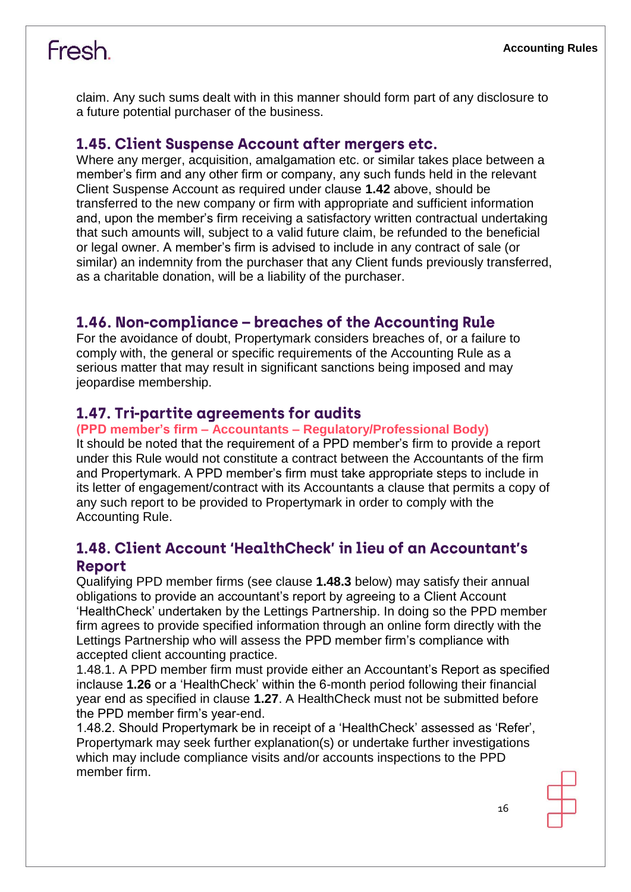claim. Any such sums dealt with in this manner should form part of any disclosure to a future potential purchaser of the business.

## 1.45. Client Suspense Account after mergers etc.

Where any merger, acquisition, amalgamation etc. or similar takes place between a member's firm and any other firm or company, any such funds held in the relevant Client Suspense Account as required under clause **1.42** above, should be transferred to the new company or firm with appropriate and sufficient information and, upon the member's firm receiving a satisfactory written contractual undertaking that such amounts will, subject to a valid future claim, be refunded to the beneficial or legal owner. A member's firm is advised to include in any contract of sale (or similar) an indemnity from the purchaser that any Client funds previously transferred, as a charitable donation, will be a liability of the purchaser.

## 1.46. Non-compliance – breaches of the Accounting Rule

For the avoidance of doubt, Propertymark considers breaches of, or a failure to comply with, the general or specific requirements of the Accounting Rule as a serious matter that may result in significant sanctions being imposed and may jeopardise membership.

## 1.47. Tri-partite agreements for audits

**(PPD member's firm – Accountants – Regulatory/Professional Body)**

It should be noted that the requirement of a PPD member's firm to provide a report under this Rule would not constitute a contract between the Accountants of the firm and Propertymark. A PPD member's firm must take appropriate steps to include in its letter of engagement/contract with its Accountants a clause that permits a copy of any such report to be provided to Propertymark in order to comply with the Accounting Rule.

## 1.48. Client Account 'HealthCheck' in lieu of an Accountant's Report

Qualifying PPD member firms (see clause **1.48.3** below) may satisfy their annual obligations to provide an accountant's report by agreeing to a Client Account 'HealthCheck' undertaken by the Lettings Partnership. In doing so the PPD member firm agrees to provide specified information through an online form directly with the Lettings Partnership who will assess the PPD member firm's compliance with accepted client accounting practice.

1.48.1. A PPD member firm must provide either an Accountant's Report as specified inclause **1.26** or a 'HealthCheck' within the 6-month period following their financial year end as specified in clause **1.27**. A HealthCheck must not be submitted before the PPD member firm's year-end.

1.48.2. Should Propertymark be in receipt of a 'HealthCheck' assessed as 'Refer', Propertymark may seek further explanation(s) or undertake further investigations which may include compliance visits and/or accounts inspections to the PPD member firm.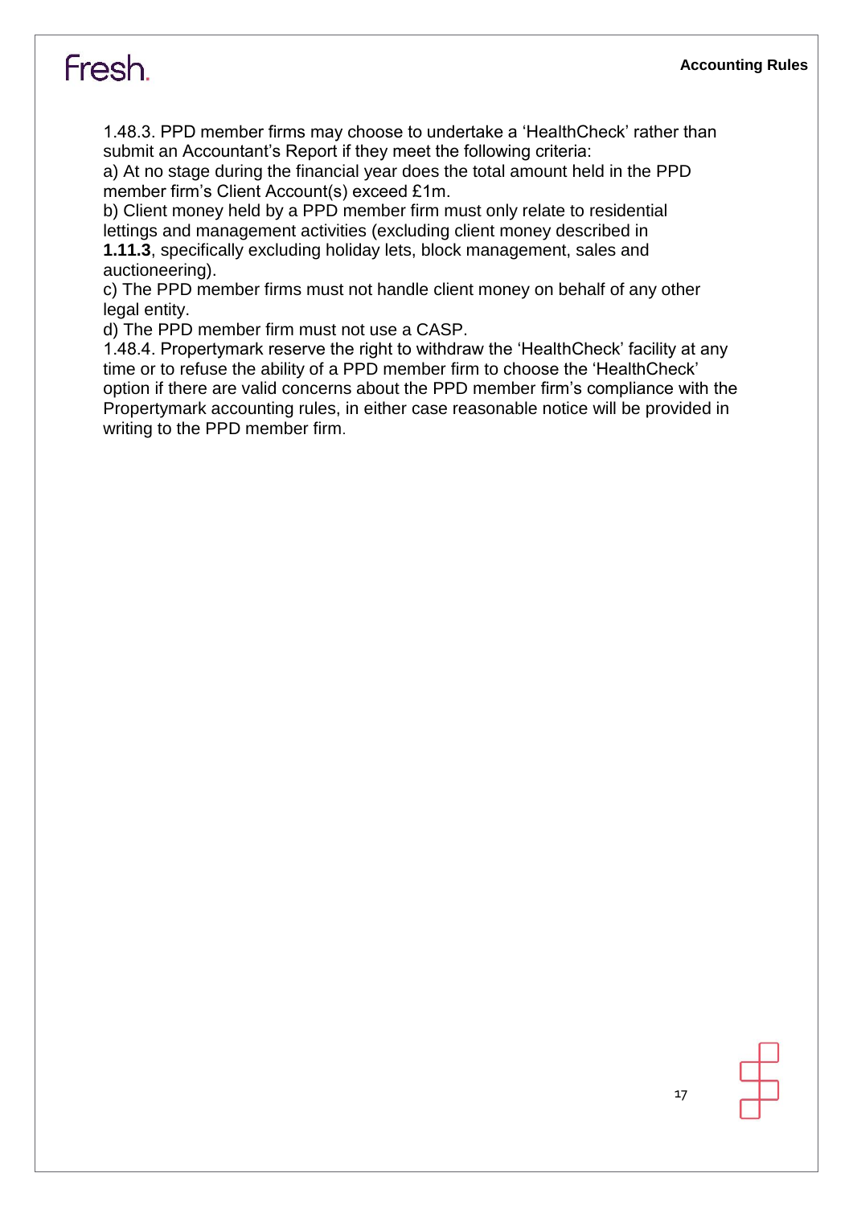1.48.3. PPD member firms may choose to undertake a 'HealthCheck' rather than submit an Accountant's Report if they meet the following criteria:

a) At no stage during the financial year does the total amount held in the PPD member firm's Client Account(s) exceed £1m.

b) Client money held by a PPD member firm must only relate to residential lettings and management activities (excluding client money described in **1.11.3**, specifically excluding holiday lets, block management, sales and auctioneering).

c) The PPD member firms must not handle client money on behalf of any other legal entity.

d) The PPD member firm must not use a CASP.

1.48.4. Propertymark reserve the right to withdraw the 'HealthCheck' facility at any time or to refuse the ability of a PPD member firm to choose the 'HealthCheck' option if there are valid concerns about the PPD member firm's compliance with the Propertymark accounting rules, in either case reasonable notice will be provided in writing to the PPD member firm.